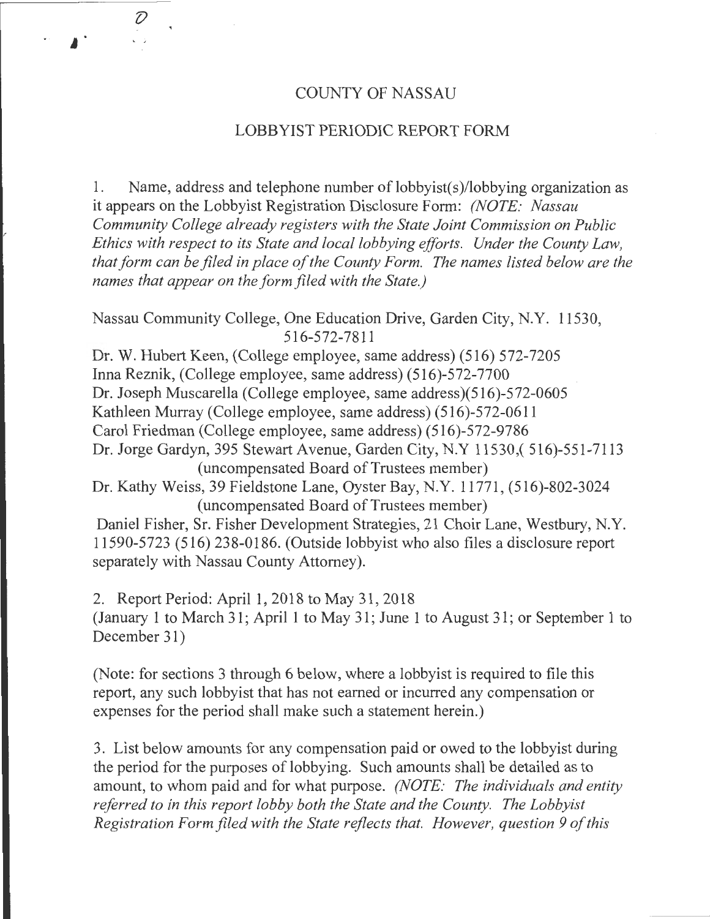# COUNTY OF NASSAU

## LOBBYIST PERIODIC REPORT FORM

1. Name, address and telephone number of lobbyist(s)/lobbying organization as it appears on the Lobbyist Registration Disclosure Form: *(NOTE: Nassau Community College already registers with the State Joint Commission on Public Ethics with respect to its State and local lobbying efforts. Under the County Law, that form can be filed in place of the County Form. The names listed below are the names that appear on the form filed with the State.)*

Nassau Community College, One Education Drive, Garden City, N.Y. 11530, 516-572-7811

Dr. W. Hubert Keen, (College employee, same address) (516) 572-7205
Inna Reznik, (College employee, same address) (516)-572-7700
Dr. Joseph Muscarella (College employee, same address)(516)-572-0605
Kathleen Murray (College employee, same address) (516)-572-0611
Carol Friedman (College employee, same address) (516)-572-9786
Dr. Jorge Gardyn, 395 Stewart Avenue, Garden City, N.Y 11530,( 516)-551-7113 (uncompensated Board of Trustees member)
Dr. Kathy Weiss, 39 Fieldstone Lane, Oyster Bay, N.Y. 11771, (516)-802-3024 (uncompensated Board of Trustees member)
Daniel Fisher, Sr. Fisher Development Strategies, 21 Choir Lane, Westbury, N.Y. 11590-5723 (516) 238-0186. (Outside lobbyist who also files a disclosure report separately with Nassau County Attorney).

2. Report Period: April 1, 2018 to May 31, 2018
(January 1 to March 31; April 1 to May 31; June 1 to August 31; or September 1 to December 31)

(Note: for sections 3 through 6 below, where a lobbyist is required to file this report, any such lobbyist that has not earned or incurred any compensation or expenses for the period shall make such a statement herein.)

3. List below amounts for any compensation paid or owed to the lobbyist during the period for the purposes of lobbying. Such amounts shall be detailed as to amount, to whom paid and for what purpose. *(NOTE: The individuals and entity referred to in this report lobby both the State and the County. The Lobbyist Registration Form filed with the State reflects that. However, question 9 of this*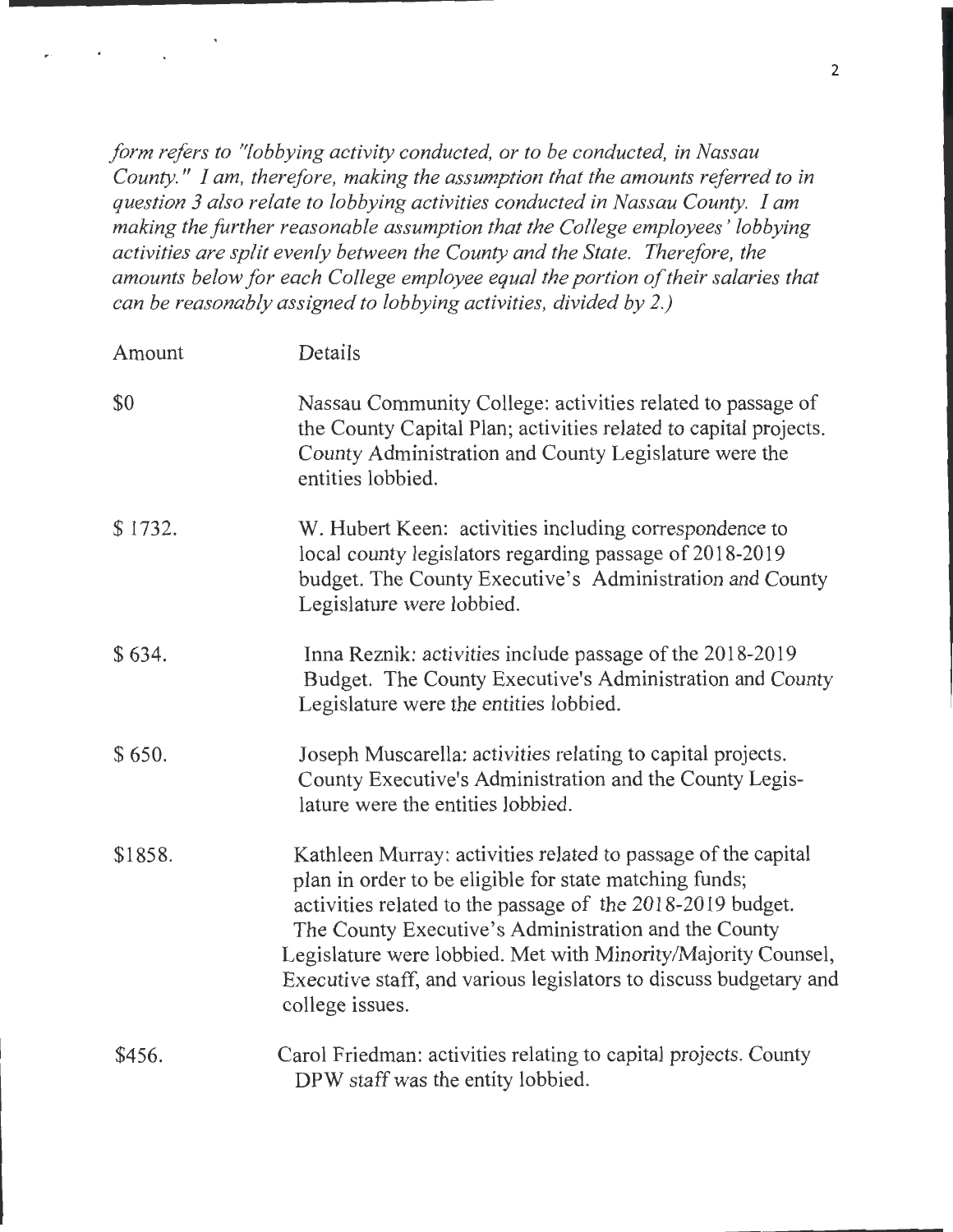*form refers to "lobbying activity conducted, or to be conducted, in Nassau County." I am, therefore, making the assumption that the amounts referred to in question 3 also relate to lobbying activities conducted in Nassau County. I am making the further reasonable assumption that the College employees' lobbying activities are split evenly between the County and the State. Therefore, the amounts below for each College employee equal the portion of their salaries that can be reasonably assigned to lobbying activities, divided by 2.)*

| Amount | Details |
|---|---|
| $0 | Nassau Community College: activities related to passage of the County Capital Plan; activities related to capital projects. County Administration and County Legislature were the entities lobbied. |
| $ 1732. | W. Hubert Keen: activities including correspondence to local county legislators regarding passage of 2018-2019 budget. The County Executive's Administration and County Legislature were lobbied. |
| $ 634. | Inna Reznik: activities include passage of the 2018-2019 Budget. The County Executive's Administration and County Legislature were the entities lobbied. |
| $ 650. | Joseph Muscarella: activities relating to capital projects. County Executive's Administration and the County Legislature were the entities lobbied. |
| $1858. | Kathleen Murray: activities related to passage of the capital plan in order to be eligible for state matching funds; activities related to the passage of the 2018-2019 budget. The County Executive's Administration and the County Legislature were lobbied. Met with Minority/Majority Counsel, Executive staff, and various legislators to discuss budgetary and college issues. |
| $456. | Carol Friedman: activities relating to capital projects. County DPW staff was the entity lobbied. |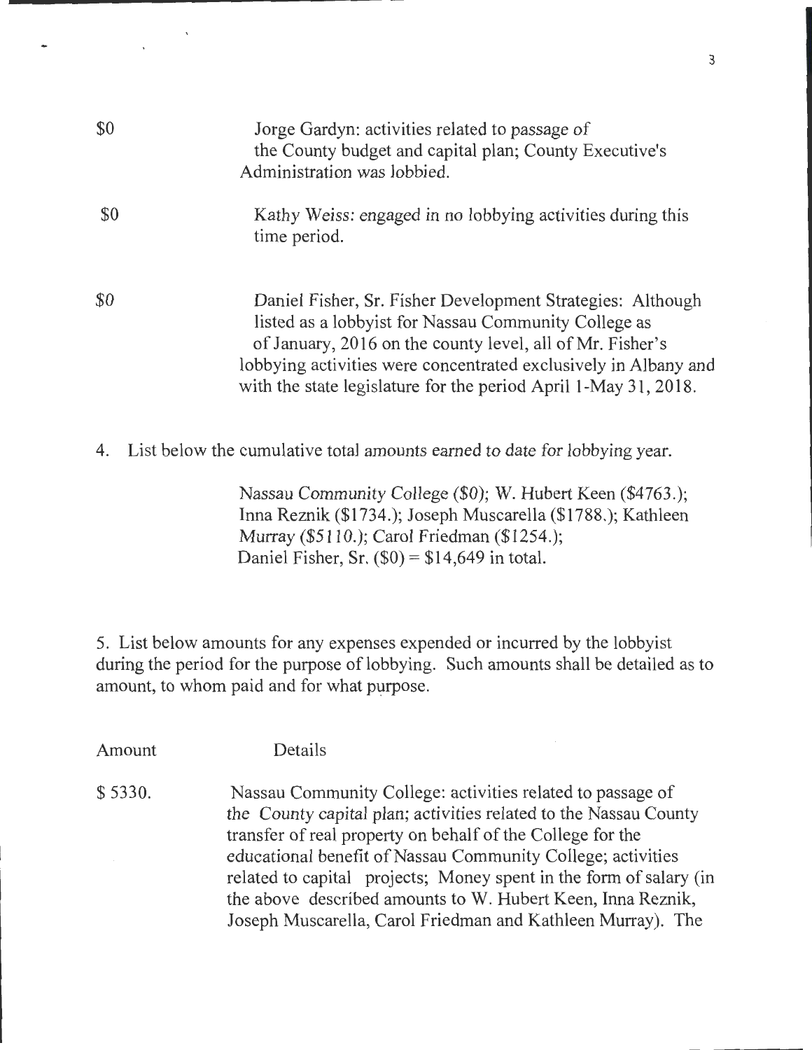| | |
|---|---|
| $0 | Jorge Gardyn: activities related to passage of the County budget and capital plan; County Executive's Administration was lobbied. |
| $0 | Kathy Weiss: engaged in no lobbying activities during this time period. |
| $0 | Daniel Fisher, Sr. Fisher Development Strategies: Although listed as a lobbyist for Nassau Community College as of January, 2016 on the county level, all of Mr. Fisher's lobbying activities were concentrated exclusively in Albany and with the state legislature for the period April 1-May 31, 2018. |

4. List below the cumulative total amounts earned to date for lobbying year.

Nassau Community College ($0); W. Hubert Keen ($4763.); Inna Reznik ($1734.); Joseph Muscarella ($1788.); Kathleen Murray ($5110.); Carol Friedman ($1254.); Daniel Fisher, Sr. ($0) = $14,649 in total.

5. List below amounts for any expenses expended or incurred by the lobbyist during the period for the purpose of lobbying. Such amounts shall be detailed as to amount, to whom paid and for what purpose.

| Amount | Details |
|---|---|
| $ 5330. | Nassau Community College: activities related to passage of the County capital plan; activities related to the Nassau County transfer of real property on behalf of the College for the educational benefit of Nassau Community College; activities related to capital projects; Money spent in the form of salary (in the above described amounts to W. Hubert Keen, Inna Reznik, Joseph Muscarella, Carol Friedman and Kathleen Murray). The |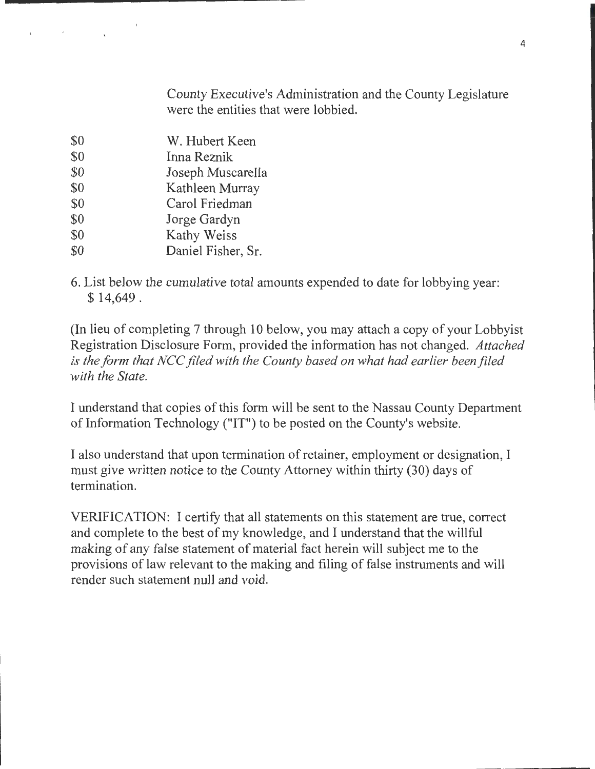County Executive's Administration and the County Legislature were the entities that were lobbied.

| | |
|---|---|
| $0 | W. Hubert Keen |
| $0 | Inna Reznik |
| $0 | Joseph Muscarella |
| $0 | Kathleen Murray |
| $0 | Carol Friedman |
| $0 | Jorge Gardyn |
| $0 | Kathy Weiss |
| $0 | Daniel Fisher, Sr. |

6. List below the cumulative total amounts expended to date for lobbying year: $ 14,649 .

(In lieu of completing 7 through 10 below, you may attach a copy of your Lobbyist Registration Disclosure Form, provided the information has not changed. *Attached is the form that NCC filed with the County based on what had earlier been filed with the State.*

I understand that copies of this form will be sent to the Nassau County Department of Information Technology ("IT") to be posted on the County's website.

I also understand that upon termination of retainer, employment or designation, I must give written notice to the County Attorney within thirty (30) days of termination.

VERIFICATION: I certify that all statements on this statement are true, correct and complete to the best of my knowledge, and I understand that the willful making of any false statement of material fact herein will subject me to the provisions of law relevant to the making and filing of false instruments and will render such statement null and void.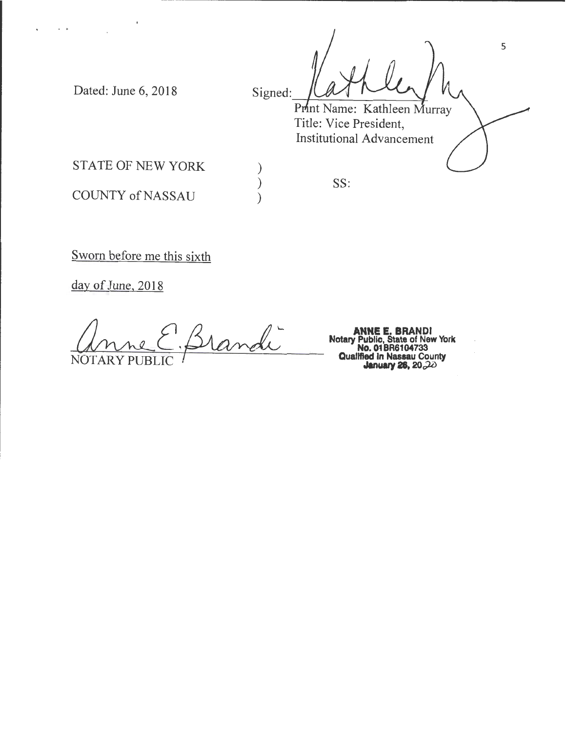Dated: June 6, 2018

Signed: ______________________

Print Name: Kathleen Murray
Title: Vice President,
Institutional Advancement

STATE OF NEW YORK )
) SS:
COUNTY of NASSAU )

Sworn before me this sixth

day of June, 2018

______________________
NOTARY PUBLIC

**ANNE E. BRANDI**
**Notary Public, State of New York**
**No. 01BR6104733**
**Qualified in Nassau County**
**January 26, 2020**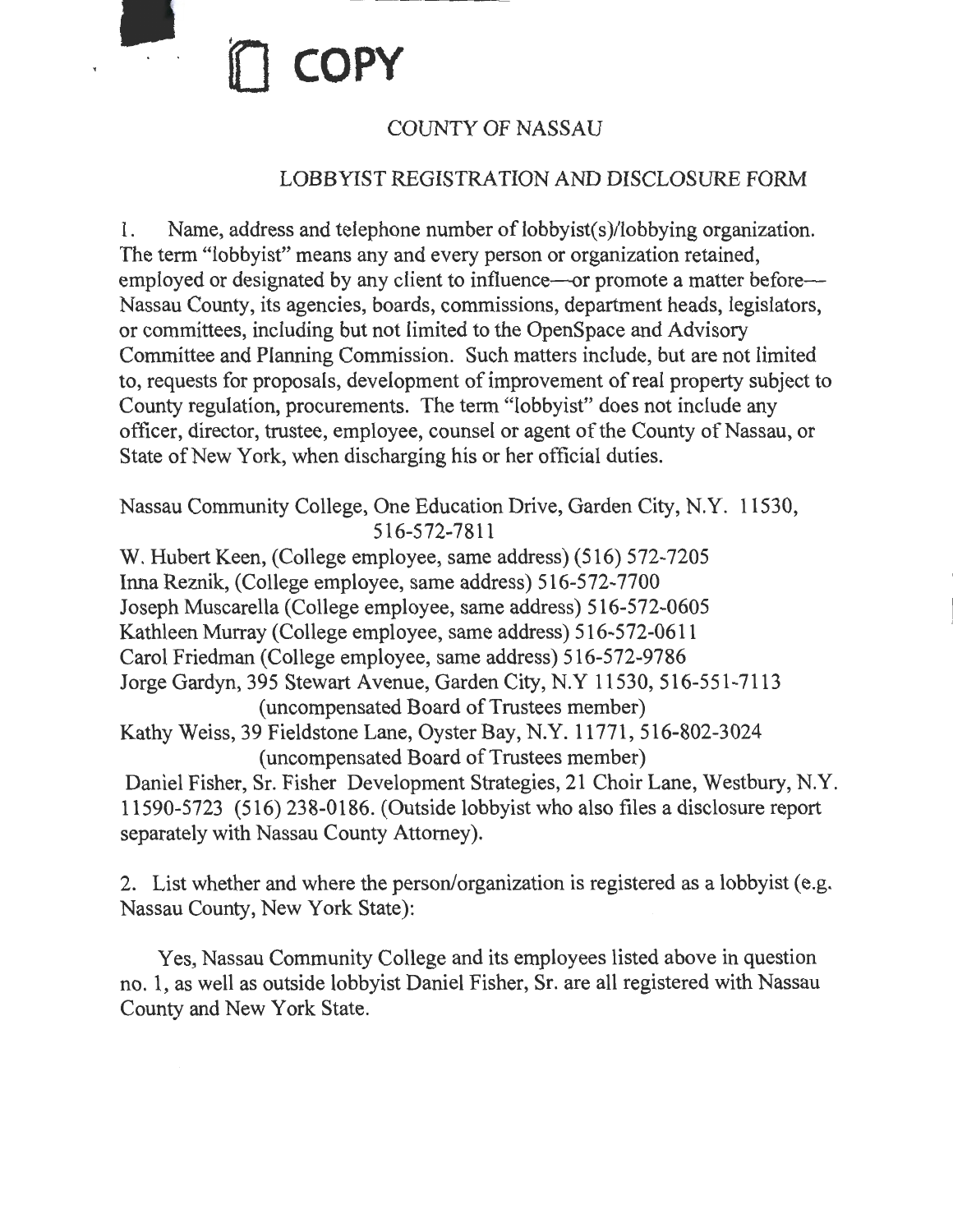**COPY**

COUNTY OF NASSAU

LOBBYIST REGISTRATION AND DISCLOSURE FORM

1. Name, address and telephone number of lobbyist(s)/lobbying organization. The term "lobbyist" means any and every person or organization retained, employed or designated by any client to influence—or promote a matter before—Nassau County, its agencies, boards, commissions, department heads, legislators, or committees, including but not limited to the OpenSpace and Advisory Committee and Planning Commission. Such matters include, but are not limited to, requests for proposals, development of improvement of real property subject to County regulation, procurements. The term "lobbyist" does not include any officer, director, trustee, employee, counsel or agent of the County of Nassau, or State of New York, when discharging his or her official duties.

Nassau Community College, One Education Drive, Garden City, N.Y. 11530, 516-572-7811
W. Hubert Keen, (College employee, same address) (516) 572-7205
Inna Reznik, (College employee, same address) 516-572-7700
Joseph Muscarella (College employee, same address) 516-572-0605
Kathleen Murray (College employee, same address) 516-572-0611
Carol Friedman (College employee, same address) 516-572-9786
Jorge Gardyn, 395 Stewart Avenue, Garden City, N.Y 11530, 516-551-7113 (uncompensated Board of Trustees member)
Kathy Weiss, 39 Fieldstone Lane, Oyster Bay, N.Y. 11771, 516-802-3024 (uncompensated Board of Trustees member)
Daniel Fisher, Sr. Fisher Development Strategies, 21 Choir Lane, Westbury, N.Y. 11590-5723 (516) 238-0186. (Outside lobbyist who also files a disclosure report separately with Nassau County Attorney).

2. List whether and where the person/organization is registered as a lobbyist (e.g. Nassau County, New York State):

Yes, Nassau Community College and its employees listed above in question no. 1, as well as outside lobbyist Daniel Fisher, Sr. are all registered with Nassau County and New York State.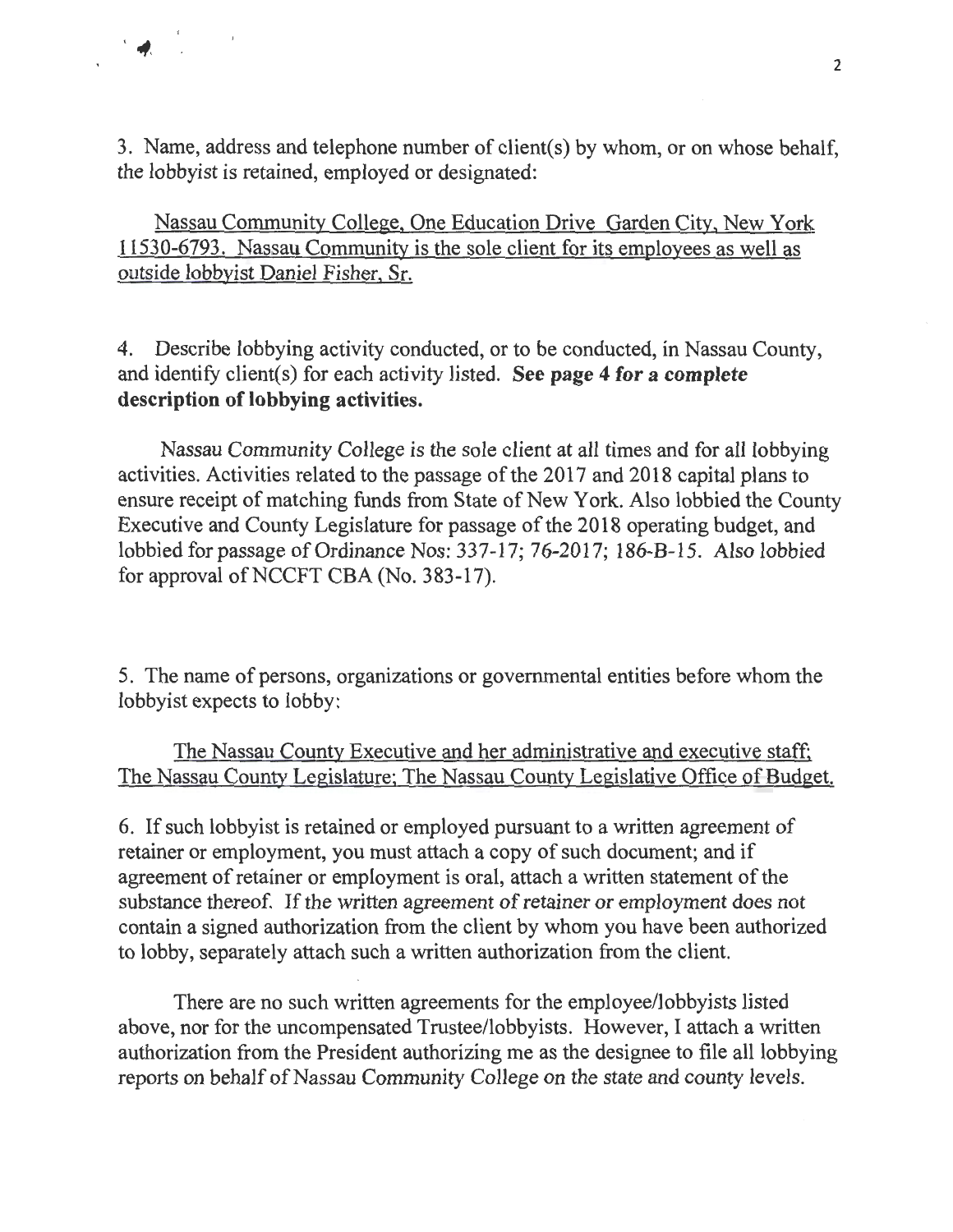3. Name, address and telephone number of client(s) by whom, or on whose behalf, the lobbyist is retained, employed or designated:

Nassau Community College, One Education Drive Garden City, New York 11530-6793. Nassau Community is the sole client for its employees as well as outside lobbyist Daniel Fisher, Sr.

4. Describe lobbying activity conducted, or to be conducted, in Nassau County, and identify client(s) for each activity listed. **See page 4 for a complete description of lobbying activities.**

Nassau Community College is the sole client at all times and for all lobbying activities. Activities related to the passage of the 2017 and 2018 capital plans to ensure receipt of matching funds from State of New York. Also lobbied the County Executive and County Legislature for passage of the 2018 operating budget, and lobbied for passage of Ordinance Nos: 337-17; 76-2017; 186-B-15. Also lobbied for approval of NCCFT CBA (No. 383-17).

5. The name of persons, organizations or governmental entities before whom the lobbyist expects to lobby:

The Nassau County Executive and her administrative and executive staff; The Nassau County Legislature; The Nassau County Legislative Office of Budget.

6. If such lobbyist is retained or employed pursuant to a written agreement of retainer or employment, you must attach a copy of such document; and if agreement of retainer or employment is oral, attach a written statement of the substance thereof. If the written agreement of retainer or employment does not contain a signed authorization from the client by whom you have been authorized to lobby, separately attach such a written authorization from the client.

There are no such written agreements for the employee/lobbyists listed above, nor for the uncompensated Trustee/lobbyists. However, I attach a written authorization from the President authorizing me as the designee to file all lobbying reports on behalf of Nassau Community College on the state and county levels.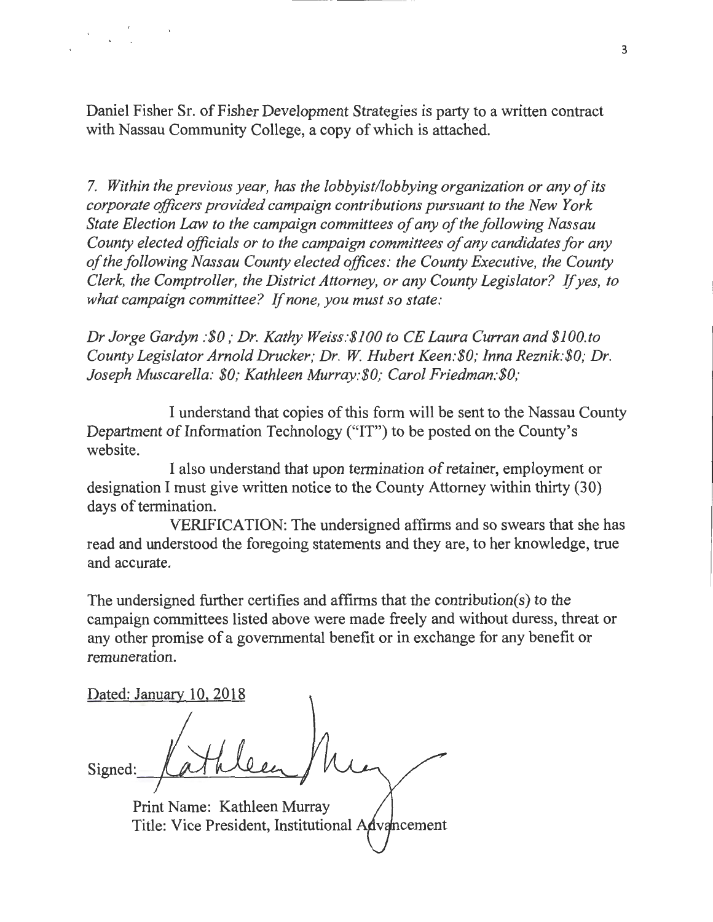Daniel Fisher Sr. of Fisher Development Strategies is party to a written contract with Nassau Community College, a copy of which is attached.

*7. Within the previous year, has the lobbyist/lobbying organization or any of its corporate officers provided campaign contributions pursuant to the New York State Election Law to the campaign committees of any of the following Nassau County elected officials or to the campaign committees of any candidates for any of the following Nassau County elected offices: the County Executive, the County Clerk, the Comptroller, the District Attorney, or any County Legislator? If yes, to what campaign committee? If none, you must so state:*

*Dr Jorge Gardyn :$0 ; Dr. Kathy Weiss:$100 to CE Laura Curran and $100.to County Legislator Arnold Drucker; Dr. W. Hubert Keen:$0; Inna Reznik:$0; Dr. Joseph Muscarella: $0; Kathleen Murray:$0; Carol Friedman:$0;*

I understand that copies of this form will be sent to the Nassau County Department of Information Technology ("IT") to be posted on the County's website.

I also understand that upon termination of retainer, employment or designation I must give written notice to the County Attorney within thirty (30) days of termination.

VERIFICATION: The undersigned affirms and so swears that she has read and understood the foregoing statements and they are, to her knowledge, true and accurate.

The undersigned further certifies and affirms that the contribution(s) to the campaign committees listed above were made freely and without duress, threat or any other promise of a governmental benefit or in exchange for any benefit or remuneration.

Dated: January 10, 2018

Signed: Kathleen Murray

Print Name: Kathleen Murray
Title: Vice President, Institutional Advancement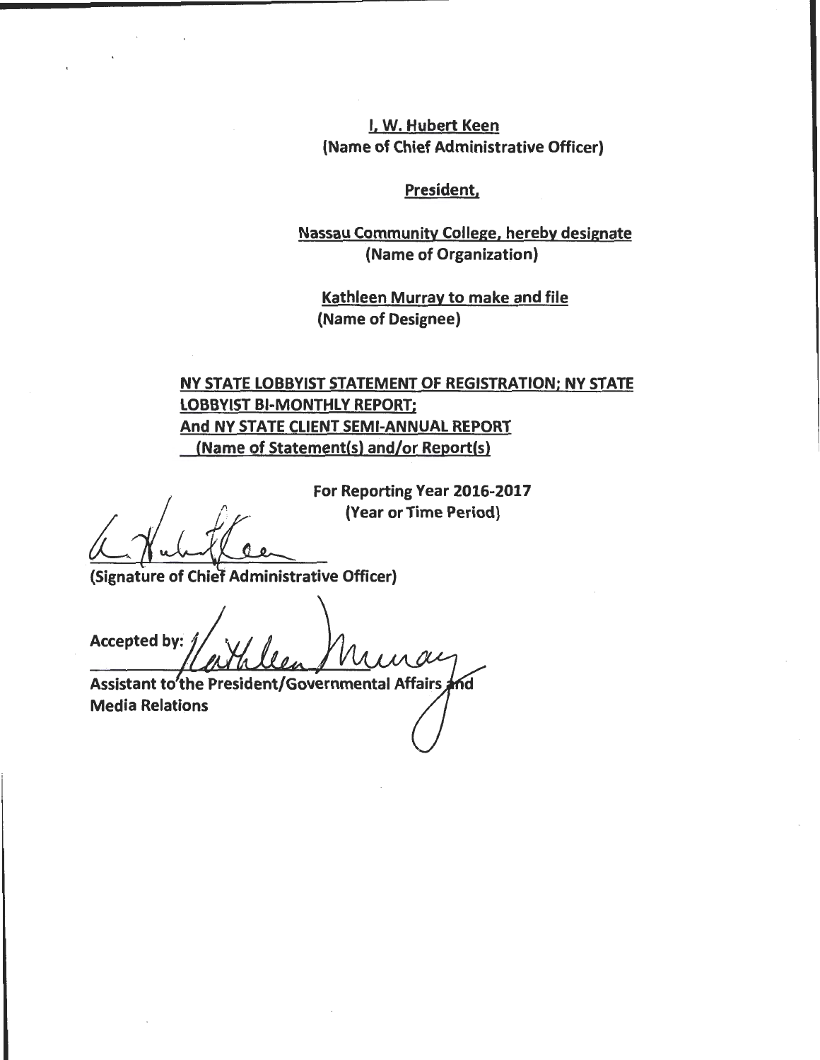I, W. Hubert Keen
(Name of Chief Administrative Officer)

President,

Nassau Community College, hereby designate
(Name of Organization)

Kathleen Murray to make and file
(Name of Designee)

NY STATE LOBBYIST STATEMENT OF REGISTRATION; NY STATE LOBBYIST BI-MONTHLY REPORT;
And NY STATE CLIENT SEMI-ANNUAL REPORT
(Name of Statement(s) and/or Report(s)

For Reporting Year 2016-2017
(Year or Time Period)

(Signature of Chief Administrative Officer)

Accepted by:

Assistant to the President/Governmental Affairs and Media Relations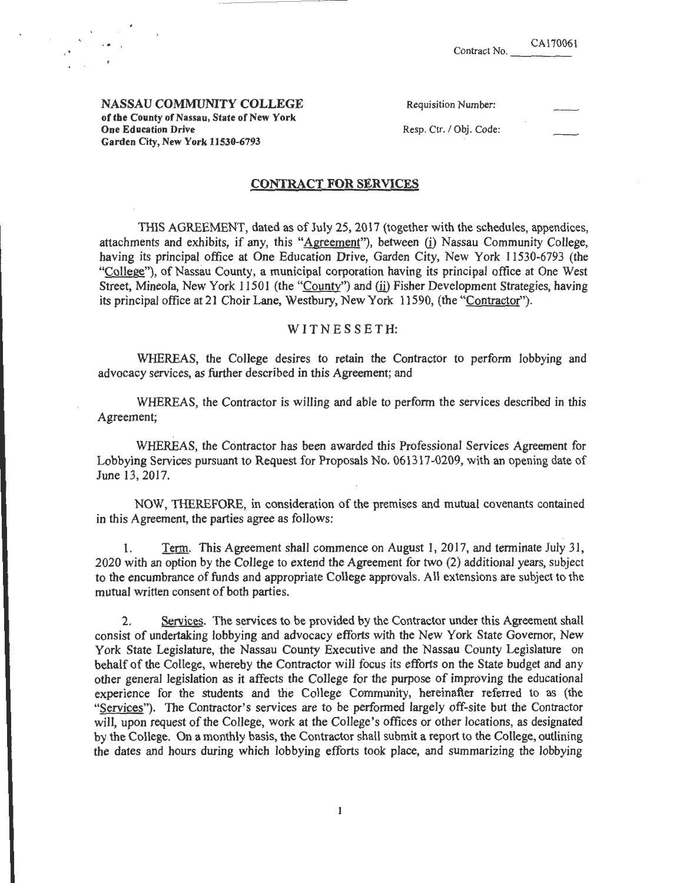Contract No. CA170061

**NASSAU COMMUNITY COLLEGE**
**of the County of Nassau, State of New York**
**One Education Drive**
**Garden City, New York 11530-6793**

Requisition Number:

Resp. Ctr. / Obj. Code:

## CONTRACT FOR SERVICES

THIS AGREEMENT, dated as of July 25, 2017 (together with the schedules, appendices, attachments and exhibits, if any, this "Agreement"), between (i) Nassau Community College, having its principal office at One Education Drive, Garden City, New York 11530-6793 (the "College"), of Nassau County, a municipal corporation having its principal office at One West Street, Mineola, New York 11501 (the "County") and (ii) Fisher Development Strategies, having its principal office at 21 Choir Lane, Westbury, New York 11590, (the "Contractor").

WITNESSETH:

WHEREAS, the College desires to retain the Contractor to perform lobbying and advocacy services, as further described in this Agreement; and

WHEREAS, the Contractor is willing and able to perform the services described in this Agreement;

WHEREAS, the Contractor has been awarded this Professional Services Agreement for Lobbying Services pursuant to Request for Proposals No. 061317-0209, with an opening date of June 13, 2017.

NOW, THEREFORE, in consideration of the premises and mutual covenants contained in this Agreement, the parties agree as follows:

1. Term. This Agreement shall commence on August 1, 2017, and terminate July 31, 2020 with an option by the College to extend the Agreement for two (2) additional years, subject to the encumbrance of funds and appropriate College approvals. All extensions are subject to the mutual written consent of both parties.

2. Services. The services to be provided by the Contractor under this Agreement shall consist of undertaking lobbying and advocacy efforts with the New York State Governor, New York State Legislature, the Nassau County Executive and the Nassau County Legislature on behalf of the College, whereby the Contractor will focus its efforts on the State budget and any other general legislation as it affects the College for the purpose of improving the educational experience for the students and the College Community, hereinafter referred to as (the "Services"). The Contractor's services are to be performed largely off-site but the Contractor will, upon request of the College, work at the College's offices or other locations, as designated by the College. On a monthly basis, the Contractor shall submit a report to the College, outlining the dates and hours during which lobbying efforts took place, and summarizing the lobbying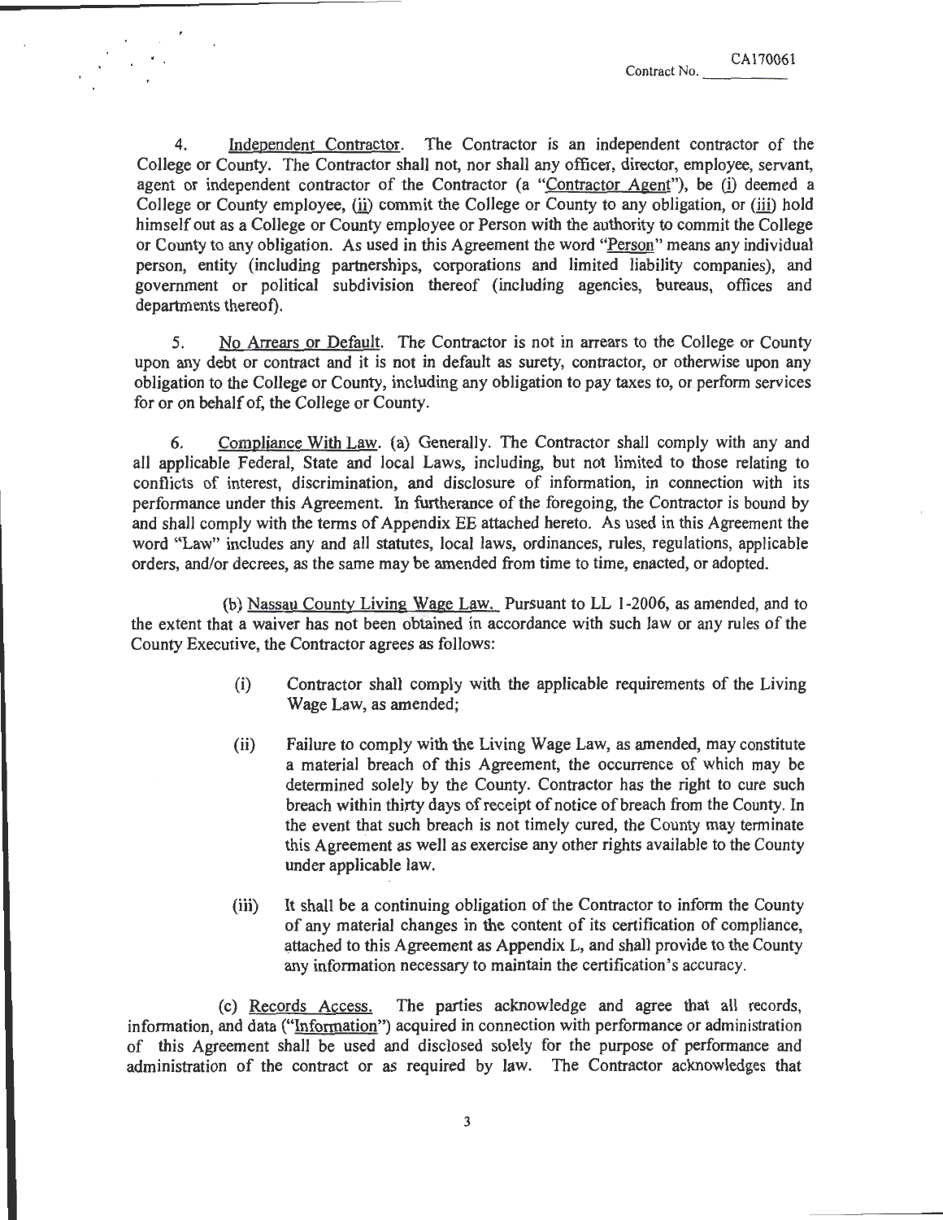4. Independent Contractor. The Contractor is an independent contractor of the College or County. The Contractor shall not, nor shall any officer, director, employee, servant, agent or independent contractor of the Contractor (a "Contractor Agent"), be (i) deemed a College or County employee, (ii) commit the College or County to any obligation, or (iii) hold himself out as a College or County employee or Person with the authority to commit the College or County to any obligation. As used in this Agreement the word "Person" means any individual person, entity (including partnerships, corporations and limited liability companies), and government or political subdivision thereof (including agencies, bureaus, offices and departments thereof).

5. No Arrears or Default. The Contractor is not in arrears to the College or County upon any debt or contract and it is not in default as surety, contractor, or otherwise upon any obligation to the College or County, including any obligation to pay taxes to, or perform services for or on behalf of, the College or County.

6. Compliance With Law. (a) Generally. The Contractor shall comply with any and all applicable Federal, State and local Laws, including, but not limited to those relating to conflicts of interest, discrimination, and disclosure of information, in connection with its performance under this Agreement. In furtherance of the foregoing, the Contractor is bound by and shall comply with the terms of Appendix EE attached hereto. As used in this Agreement the word "Law" includes any and all statutes, local laws, ordinances, rules, regulations, applicable orders, and/or decrees, as the same may be amended from time to time, enacted, or adopted.

(b) Nassau County Living Wage Law. Pursuant to LL 1-2006, as amended, and to the extent that a waiver has not been obtained in accordance with such law or any rules of the County Executive, the Contractor agrees as follows:

(i) Contractor shall comply with the applicable requirements of the Living Wage Law, as amended;

(ii) Failure to comply with the Living Wage Law, as amended, may constitute a material breach of this Agreement, the occurrence of which may be determined solely by the County. Contractor has the right to cure such breach within thirty days of receipt of notice of breach from the County. In the event that such breach is not timely cured, the County may terminate this Agreement as well as exercise any other rights available to the County under applicable law.

(iii) It shall be a continuing obligation of the Contractor to inform the County of any material changes in the content of its certification of compliance, attached to this Agreement as Appendix L, and shall provide to the County any information necessary to maintain the certification's accuracy.

(c) Records Access. The parties acknowledge and agree that all records, information, and data ("Information") acquired in connection with performance or administration of this Agreement shall be used and disclosed solely for the purpose of performance and administration of the contract or as required by law. The Contractor acknowledges that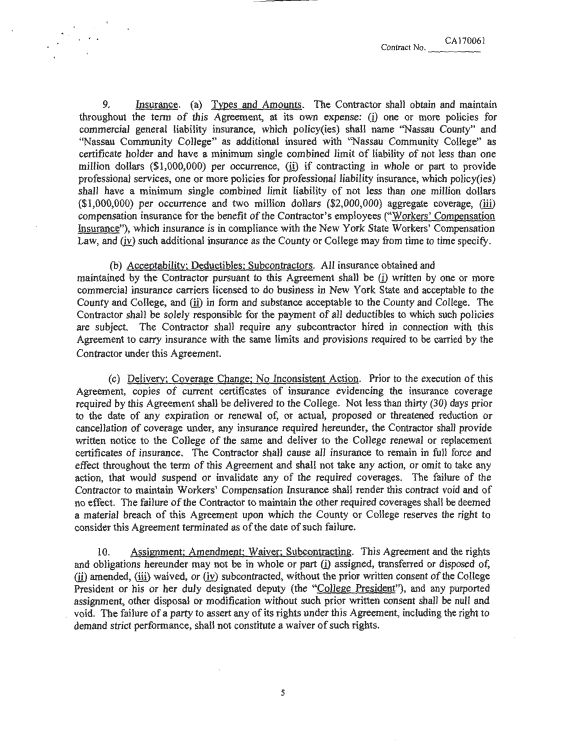Contract No. CA170061

9. Insurance. (a) Types and Amounts. The Contractor shall obtain and maintain throughout the term of this Agreement, at its own expense: (i) one or more policies for commercial general liability insurance, which policy(ies) shall name "Nassau County" and "Nassau Community College" as additional insured with "Nassau Community College" as certificate holder and have a minimum single combined limit of liability of not less than one million dollars ($1,000,000) per occurrence, (ii) if contracting in whole or part to provide professional services, one or more policies for professional liability insurance, which policy(ies) shall have a minimum single combined limit liability of not less than one million dollars ($1,000,000) per occurrence and two million dollars ($2,000,000) aggregate coverage, (iii) compensation insurance for the benefit of the Contractor's employees ("Workers' Compensation Insurance"), which insurance is in compliance with the New York State Workers' Compensation Law, and (iv) such additional insurance as the County or College may from time to time specify.

(b) Acceptability; Deductibles; Subcontractors. All insurance obtained and maintained by the Contractor pursuant to this Agreement shall be (i) written by one or more commercial insurance carriers licensed to do business in New York State and acceptable to the County and College, and (ii) in form and substance acceptable to the County and College. The Contractor shall be solely responsible for the payment of all deductibles to which such policies are subject. The Contractor shall require any subcontractor hired in connection with this Agreement to carry insurance with the same limits and provisions required to be carried by the Contractor under this Agreement.

(c) Delivery; Coverage Change; No Inconsistent Action. Prior to the execution of this Agreement, copies of current certificates of insurance evidencing the insurance coverage required by this Agreement shall be delivered to the College. Not less than thirty (30) days prior to the date of any expiration or renewal of, or actual, proposed or threatened reduction or cancellation of coverage under, any insurance required hereunder, the Contractor shall provide written notice to the College of the same and deliver to the College renewal or replacement certificates of insurance. The Contractor shall cause all insurance to remain in full force and effect throughout the term of this Agreement and shall not take any action, or omit to take any action, that would suspend or invalidate any of the required coverages. The failure of the Contractor to maintain Workers' Compensation Insurance shall render this contract void and of no effect. The failure of the Contractor to maintain the other required coverages shall be deemed a material breach of this Agreement upon which the County or College reserves the right to consider this Agreement terminated as of the date of such failure.

10. Assignment; Amendment; Waiver; Subcontracting. This Agreement and the rights and obligations hereunder may not be in whole or part (i) assigned, transferred or disposed of, (ii) amended, (iii) waived, or (iv) subcontracted, without the prior written consent of the College President or his or her duly designated deputy (the "College President"), and any purported assignment, other disposal or modification without such prior written consent shall be null and void. The failure of a party to assert any of its rights under this Agreement, including the right to demand strict performance, shall not constitute a waiver of such rights.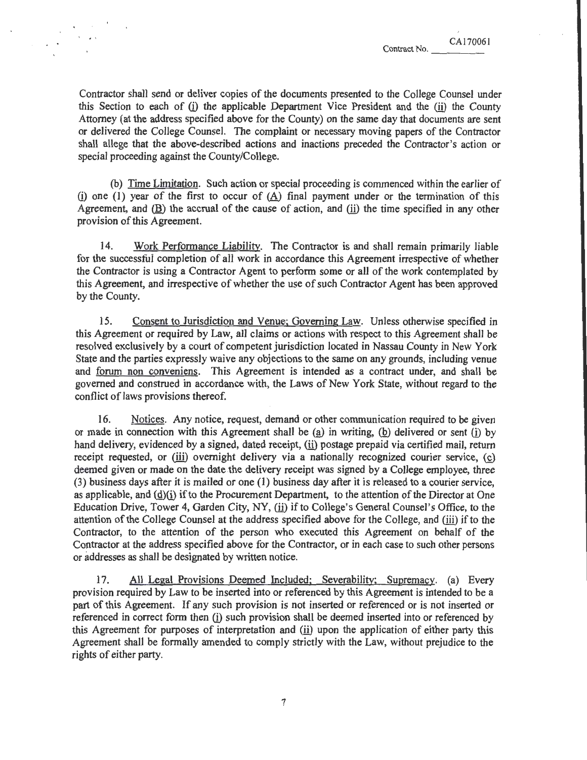Contractor shall send or deliver copies of the documents presented to the College Counsel under this Section to each of (i) the applicable Department Vice President and the (ii) the County Attorney (at the address specified above for the County) on the same day that documents are sent or delivered the College Counsel. The complaint or necessary moving papers of the Contractor shall allege that the above-described actions and inactions preceded the Contractor's action or special proceeding against the County/College.

(b) Time Limitation. Such action or special proceeding is commenced within the earlier of (i) one (1) year of the first to occur of (A) final payment under or the termination of this Agreement, and (B) the accrual of the cause of action, and (ii) the time specified in any other provision of this Agreement.

14. Work Performance Liability. The Contractor is and shall remain primarily liable for the successful completion of all work in accordance this Agreement irrespective of whether the Contractor is using a Contractor Agent to perform some or all of the work contemplated by this Agreement, and irrespective of whether the use of such Contractor Agent has been approved by the County.

15. Consent to Jurisdiction and Venue; Governing Law. Unless otherwise specified in this Agreement or required by Law, all claims or actions with respect to this Agreement shall be resolved exclusively by a court of competent jurisdiction located in Nassau County in New York State and the parties expressly waive any objections to the same on any grounds, including venue and forum non conveniens. This Agreement is intended as a contract under, and shall be governed and construed in accordance with, the Laws of New York State, without regard to the conflict of laws provisions thereof.

16. Notices. Any notice, request, demand or other communication required to be given or made in connection with this Agreement shall be (a) in writing, (b) delivered or sent (i) by hand delivery, evidenced by a signed, dated receipt, (ii) postage prepaid via certified mail, return receipt requested, or (iii) overnight delivery via a nationally recognized courier service, (c) deemed given or made on the date the delivery receipt was signed by a College employee, three (3) business days after it is mailed or one (1) business day after it is released to a courier service, as applicable, and (d)(i) if to the Procurement Department, to the attention of the Director at One Education Drive, Tower 4, Garden City, NY, (ii) if to College's General Counsel's Office, to the attention of the College Counsel at the address specified above for the College, and (iii) if to the Contractor, to the attention of the person who executed this Agreement on behalf of the Contractor at the address specified above for the Contractor, or in each case to such other persons or addresses as shall be designated by written notice.

17. All Legal Provisions Deemed Included; Severability; Supremacy. (a) Every provision required by Law to be inserted into or referenced by this Agreement is intended to be a part of this Agreement. If any such provision is not inserted or referenced or is not inserted or referenced in correct form then (i) such provision shall be deemed inserted into or referenced by this Agreement for purposes of interpretation and (ii) upon the application of either party this Agreement shall be formally amended to comply strictly with the Law, without prejudice to the rights of either party.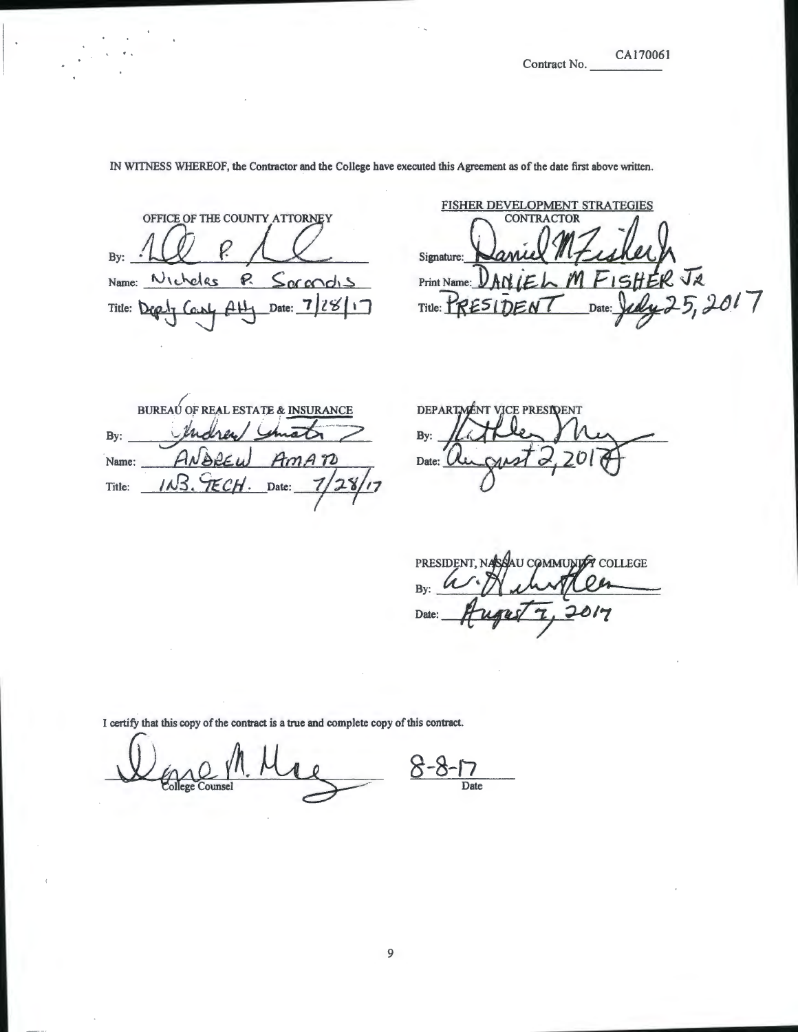Contract No. CA170061

IN WITNESS WHEREOF, the Contractor and the College have executed this Agreement as of the date first above written.

OFFICE OF THE COUNTY ATTORNEY

By: ______________________

Name: Nicholas P. Sarandis

Title: Deputy County Atty Date: 7/28/17

FISHER DEVELOPMENT STRATEGIES
CONTRACTOR

Signature: ______________________

Print Name: DANIEL M FISHER JR

Title: PRESIDENT Date: July 25, 2017

BUREAU OF REAL ESTATE & INSURANCE

By: ______________________

Name: ANDREW AMATO

Title: INS. TECH. Date: 7/28/17

DEPARTMENT VICE PRESIDENT

By: ______________________

Date: August 2, 2017

PRESIDENT, NASSAU COMMUNITY COLLEGE

By: ______________________

Date: August 7, 2017

I certify that this copy of the contract is a true and complete copy of this contract.

______________________ 8-8-17
College Counsel Date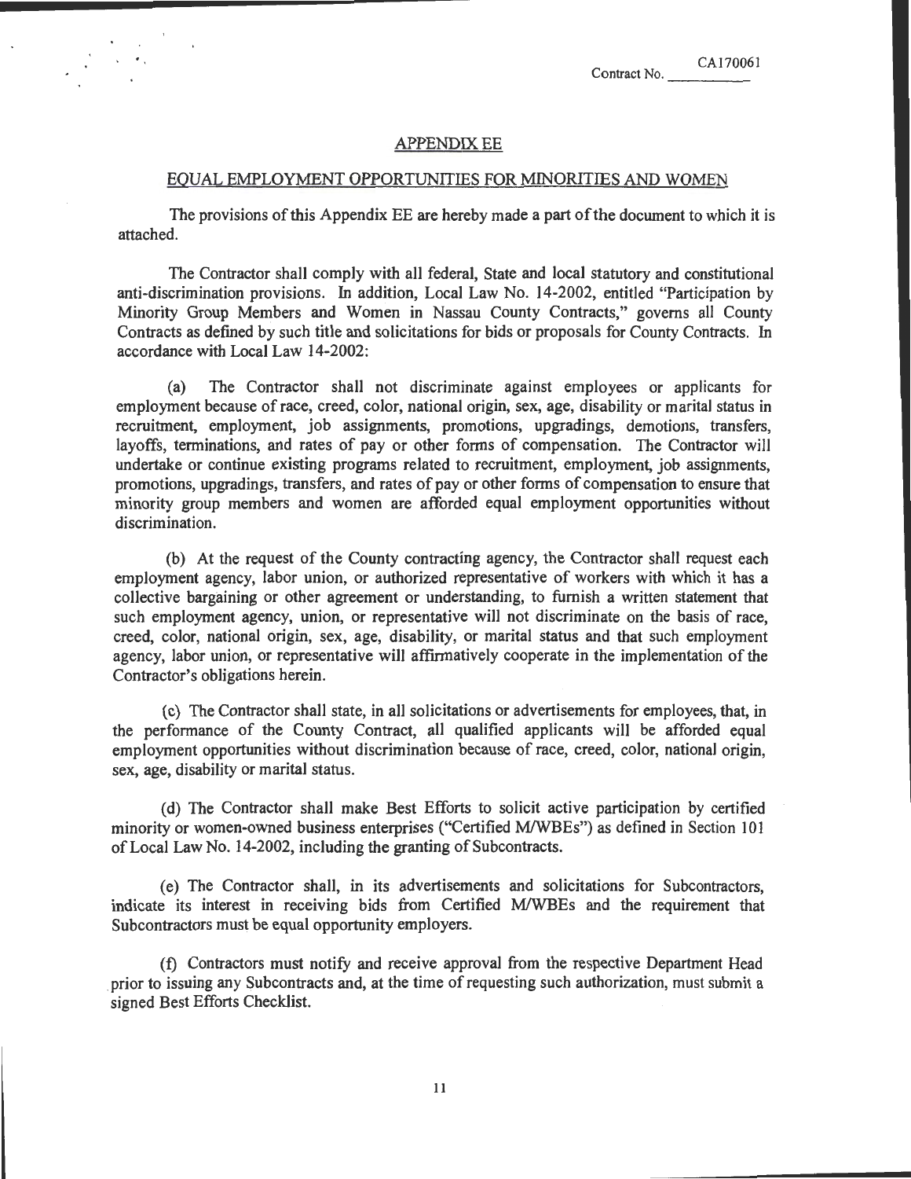Contract No. CA170061

## APPENDIX EE

## EQUAL EMPLOYMENT OPPORTUNITIES FOR MINORITIES AND WOMEN

The provisions of this Appendix EE are hereby made a part of the document to which it is attached.

The Contractor shall comply with all federal, State and local statutory and constitutional anti-discrimination provisions. In addition, Local Law No. 14-2002, entitled "Participation by Minority Group Members and Women in Nassau County Contracts," governs all County Contracts as defined by such title and solicitations for bids or proposals for County Contracts. In accordance with Local Law 14-2002:

(a) The Contractor shall not discriminate against employees or applicants for employment because of race, creed, color, national origin, sex, age, disability or marital status in recruitment, employment, job assignments, promotions, upgradings, demotions, transfers, layoffs, terminations, and rates of pay or other forms of compensation. The Contractor will undertake or continue existing programs related to recruitment, employment, job assignments, promotions, upgradings, transfers, and rates of pay or other forms of compensation to ensure that minority group members and women are afforded equal employment opportunities without discrimination.

(b) At the request of the County contracting agency, the Contractor shall request each employment agency, labor union, or authorized representative of workers with which it has a collective bargaining or other agreement or understanding, to furnish a written statement that such employment agency, union, or representative will not discriminate on the basis of race, creed, color, national origin, sex, age, disability, or marital status and that such employment agency, labor union, or representative will affirmatively cooperate in the implementation of the Contractor's obligations herein.

(c) The Contractor shall state, in all solicitations or advertisements for employees, that, in the performance of the County Contract, all qualified applicants will be afforded equal employment opportunities without discrimination because of race, creed, color, national origin, sex, age, disability or marital status.

(d) The Contractor shall make Best Efforts to solicit active participation by certified minority or women-owned business enterprises ("Certified M/WBEs") as defined in Section 101 of Local Law No. 14-2002, including the granting of Subcontracts.

(e) The Contractor shall, in its advertisements and solicitations for Subcontractors, indicate its interest in receiving bids from Certified M/WBEs and the requirement that Subcontractors must be equal opportunity employers.

(f) Contractors must notify and receive approval from the respective Department Head prior to issuing any Subcontracts and, at the time of requesting such authorization, must submit a signed Best Efforts Checklist.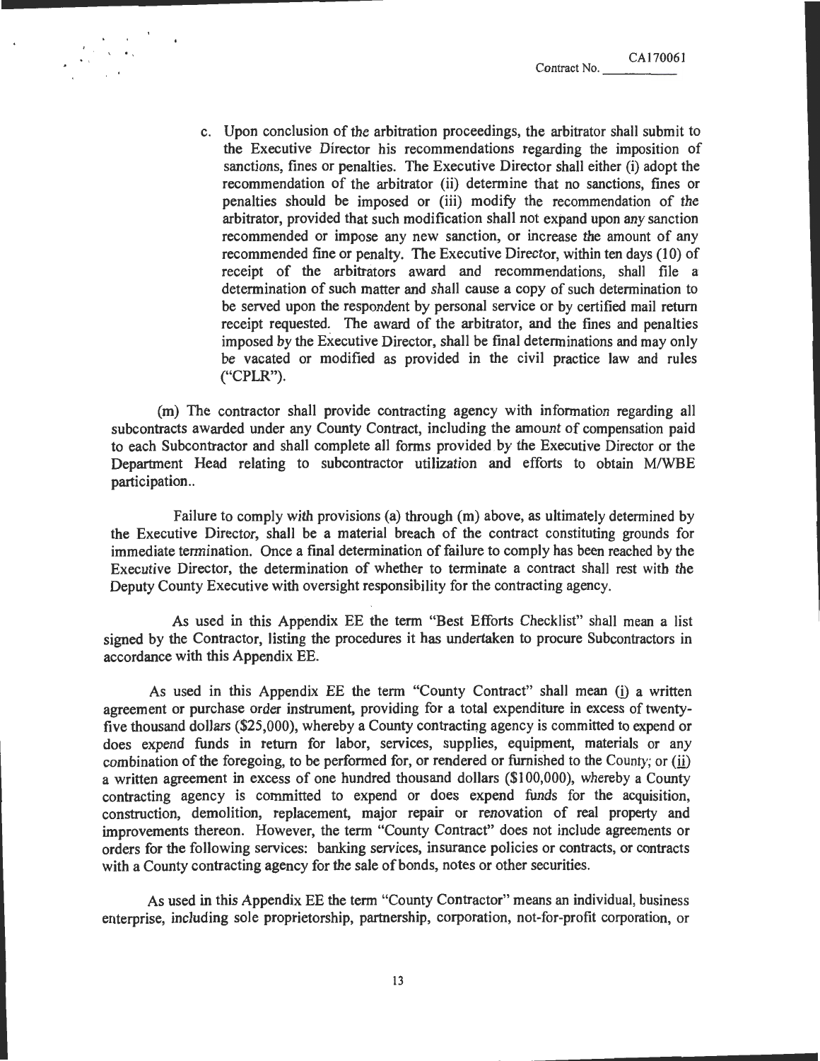c. Upon conclusion of the arbitration proceedings, the arbitrator shall submit to the Executive Director his recommendations regarding the imposition of sanctions, fines or penalties. The Executive Director shall either (i) adopt the recommendation of the arbitrator (ii) determine that no sanctions, fines or penalties should be imposed or (iii) modify the recommendation of the arbitrator, provided that such modification shall not expand upon any sanction recommended or impose any new sanction, or increase the amount of any recommended fine or penalty. The Executive Director, within ten days (10) of receipt of the arbitrators award and recommendations, shall file a determination of such matter and shall cause a copy of such determination to be served upon the respondent by personal service or by certified mail return receipt requested. The award of the arbitrator, and the fines and penalties imposed by the Executive Director, shall be final determinations and may only be vacated or modified as provided in the civil practice law and rules ("CPLR").

(m) The contractor shall provide contracting agency with information regarding all subcontracts awarded under any County Contract, including the amount of compensation paid to each Subcontractor and shall complete all forms provided by the Executive Director or the Department Head relating to subcontractor utilization and efforts to obtain M/WBE participation..

Failure to comply with provisions (a) through (m) above, as ultimately determined by the Executive Director, shall be a material breach of the contract constituting grounds for immediate termination. Once a final determination of failure to comply has been reached by the Executive Director, the determination of whether to terminate a contract shall rest with the Deputy County Executive with oversight responsibility for the contracting agency.

As used in this Appendix EE the term "Best Efforts Checklist" shall mean a list signed by the Contractor, listing the procedures it has undertaken to procure Subcontractors in accordance with this Appendix EE.

As used in this Appendix EE the term "County Contract" shall mean (i) a written agreement or purchase order instrument, providing for a total expenditure in excess of twenty-five thousand dollars ($25,000), whereby a County contracting agency is committed to expend or does expend funds in return for labor, services, supplies, equipment, materials or any combination of the foregoing, to be performed for, or rendered or furnished to the County; or (ii) a written agreement in excess of one hundred thousand dollars ($100,000), whereby a County contracting agency is committed to expend or does expend funds for the acquisition, construction, demolition, replacement, major repair or renovation of real property and improvements thereon. However, the term "County Contract" does not include agreements or orders for the following services: banking services, insurance policies or contracts, or contracts with a County contracting agency for the sale of bonds, notes or other securities.

As used in this Appendix EE the term "County Contractor" means an individual, business enterprise, including sole proprietorship, partnership, corporation, not-for-profit corporation, or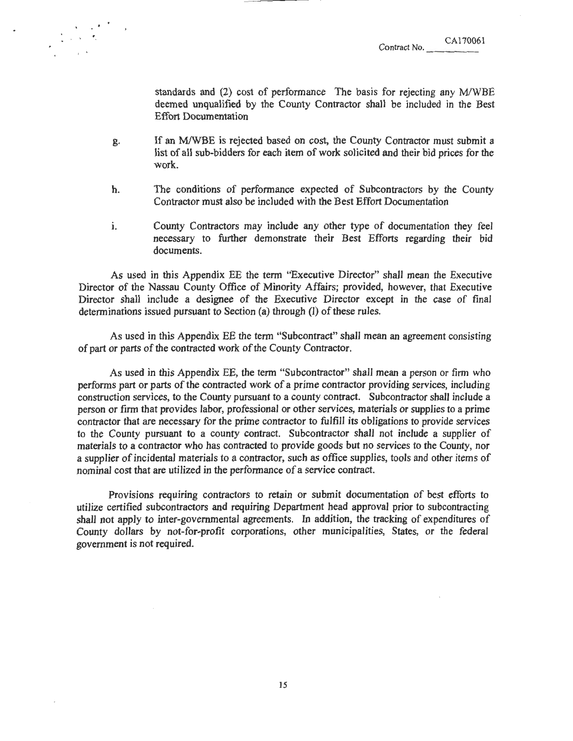standards and (2) cost of performance The basis for rejecting any M/WBE deemed unqualified by the County Contractor shall be included in the Best Effort Documentation

g. If an M/WBE is rejected based on cost, the County Contractor must submit a list of all sub-bidders for each item of work solicited and their bid prices for the work.

h. The conditions of performance expected of Subcontractors by the County Contractor must also be included with the Best Effort Documentation

i. County Contractors may include any other type of documentation they feel necessary to further demonstrate their Best Efforts regarding their bid documents.

As used in this Appendix EE the term "Executive Director" shall mean the Executive Director of the Nassau County Office of Minority Affairs; provided, however, that Executive Director shall include a designee of the Executive Director except in the case of final determinations issued pursuant to Section (a) through (l) of these rules.

As used in this Appendix EE the term "Subcontract" shall mean an agreement consisting of part or parts of the contracted work of the County Contractor.

As used in this Appendix EE, the term "Subcontractor" shall mean a person or firm who performs part or parts of the contracted work of a prime contractor providing services, including construction services, to the County pursuant to a county contract. Subcontractor shall include a person or firm that provides labor, professional or other services, materials or supplies to a prime contractor that are necessary for the prime contractor to fulfill its obligations to provide services to the County pursuant to a county contract. Subcontractor shall not include a supplier of materials to a contractor who has contracted to provide goods but no services to the County, nor a supplier of incidental materials to a contractor, such as office supplies, tools and other items of nominal cost that are utilized in the performance of a service contract.

Provisions requiring contractors to retain or submit documentation of best efforts to utilize certified subcontractors and requiring Department head approval prior to subcontracting shall not apply to inter-governmental agreements. In addition, the tracking of expenditures of County dollars by not-for-profit corporations, other municipalities, States, or the federal government is not required.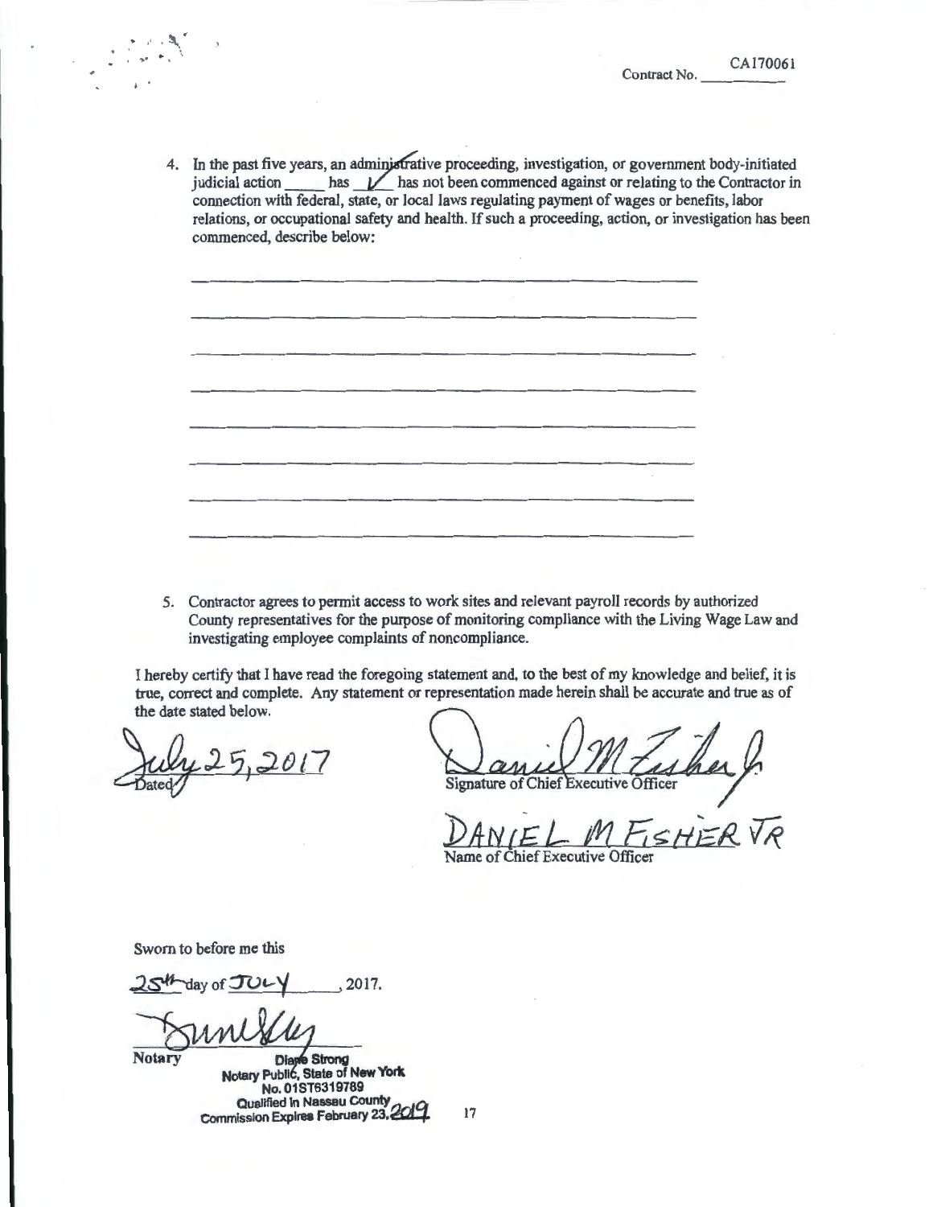Contract No. CA170061

4. In the past five years, an administrative proceeding, investigation, or government body-initiated judicial action _____ has ✓ has not been commenced against or relating to the Contractor in connection with federal, state, or local laws regulating payment of wages or benefits, labor relations, or occupational safety and health. If such a proceeding, action, or investigation has been commenced, describe below:

_______________________________________________

_______________________________________________

_______________________________________________

_______________________________________________

_______________________________________________

_______________________________________________

_______________________________________________

_______________________________________________

5. Contractor agrees to permit access to work sites and relevant payroll records by authorized County representatives for the purpose of monitoring compliance with the Living Wage Law and investigating employee complaints of noncompliance.

I hereby certify that I have read the foregoing statement and, to the best of my knowledge and belief, it is true, correct and complete. Any statement or representation made herein shall be accurate and true as of the date stated below.

July 25, 2017
Dated

Daniel M Fisher Jr
Signature of Chief Executive Officer

DANIEL M FISHER JR
Name of Chief Executive Officer

Sworn to before me this

25th day of JULY, 2017.

Notary

Diane Strong
Notary Public, State of New York
No. 01ST6319789
Qualified in Nassau County
Commission Expires February 23, 2019